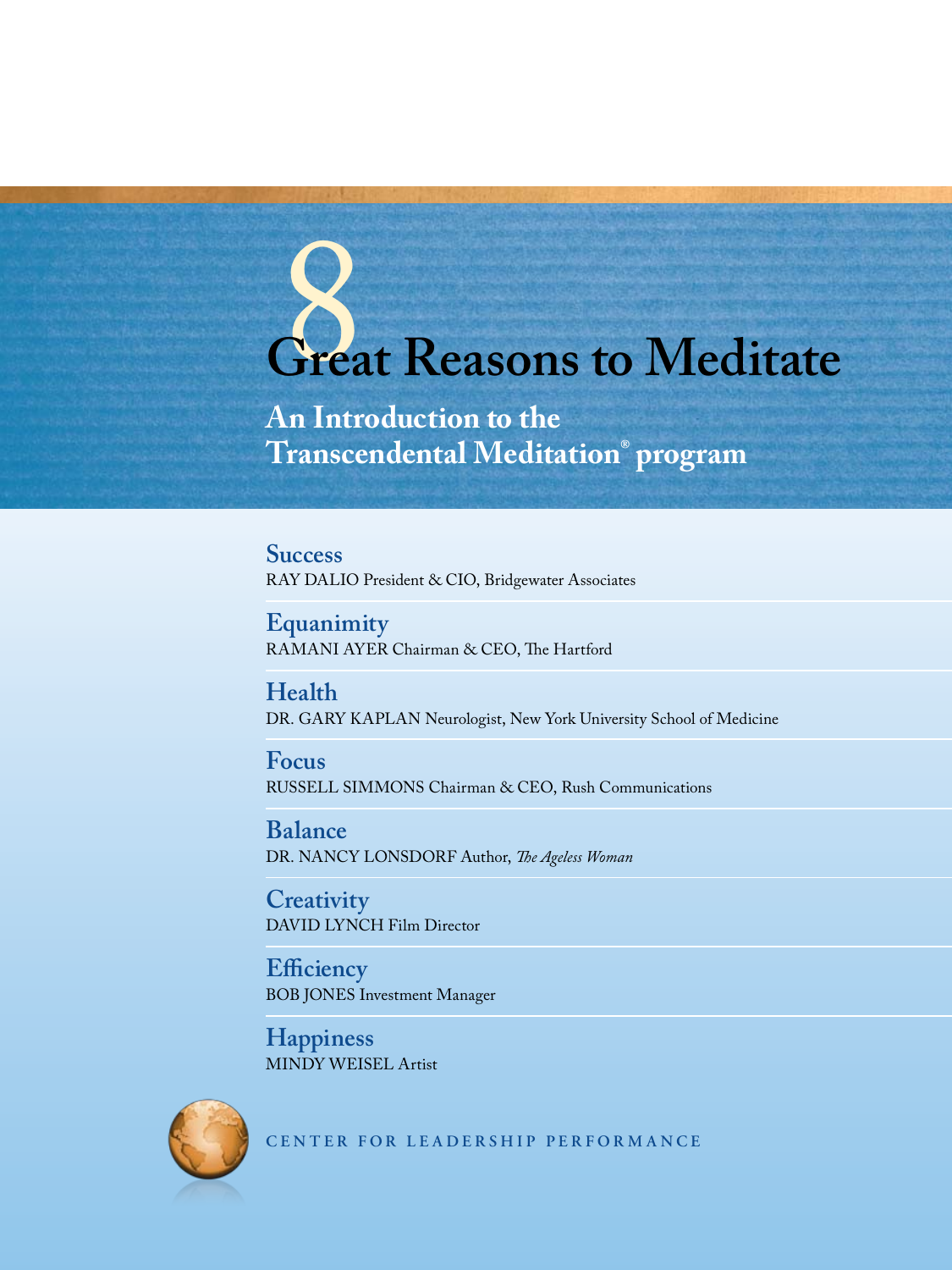# 8 Great Reasons to Meditate

## An Introduction to the Transcendental Meditation® program

**Success**
RAY DALIO President & CIO, Bridgewater Associates

**Equanimity**
RAMANI AYER Chairman & CEO, The Hartford

**Health**
DR. GARY KAPLAN Neurologist, New York University School of Medicine

**Focus**
RUSSELL SIMMONS Chairman & CEO, Rush Communications

**Balance**
DR. NANCY LONSDORF Author, *The Ageless Woman*

**Creativity**
DAVID LYNCH Film Director

**Efficiency**
BOB JONES Investment Manager

**Happiness**
MINDY WEISEL Artist

CENTER FOR LEADERSHIP PERFORMANCE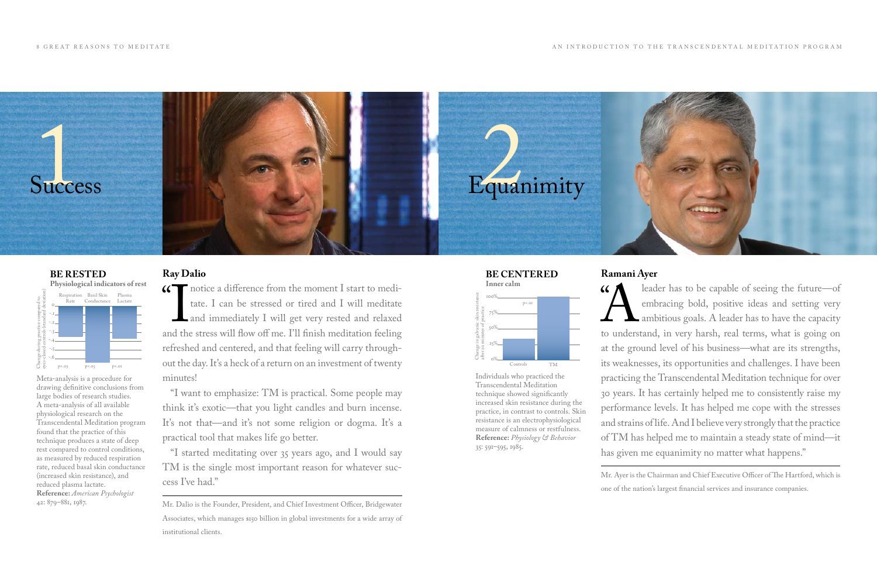# 1 Success

## BE RESTED

**Physiological indicators of rest**

Meta-analysis is a procedure for drawing definitive conclusions from large bodies of research studies. A meta-analysis of all available physiological research on the Transcendental Meditation program found that the practice of this technique produces a state of deep rest compared to control conditions, as measured by reduced respiration rate, reduced basal skin conductance (increased skin resistance), and reduced plasma lactate. **Reference:** *American Psychologist* 42: 879–881, 1987.

### Ray Dalio

"I notice a difference from the moment I start to meditate. I can be stressed or tired and I will meditate and immediately I will get very rested and relaxed and the stress will flow off me. I'll finish meditation feeling refreshed and centered, and that feeling will carry throughout the day. It's a heck of a return on an investment of twenty minutes!

"I want to emphasize: TM is practical. Some people may think it's exotic—that you light candles and burn incense. It's not that—and it's not some religion or dogma. It's a practical tool that makes life go better.

"I started meditating over 35 years ago, and I would say TM is the single most important reason for whatever success I've had."

Mr. Dalio is the Founder, President, and Chief Investment Officer, Bridgewater Associates, which manages $150 billion in global investments for a wide array of institutional clients.

# 2 Equanimity

## BE CENTERED

**Inner calm**

Individuals who practiced the Transcendental Meditation technique showed significantly increased skin resistance during the practice, in contrast to controls. Skin resistance is an electrophysiological measure of calmness or restfulness. **Reference:** *Physiology & Behavior* 35: 591–595, 1985.

### Ramani Ayer

"A leader has to be capable of seeing the future—of embracing bold, positive ideas and setting very ambitious goals. A leader has to have the capacity to understand, in very harsh, real terms, what is going on at the ground level of his business—what are its strengths, its weaknesses, its opportunities and challenges. I have been practicing the Transcendental Meditation technique for over 30 years. It has certainly helped me to consistently raise my performance levels. It has helped me cope with the stresses and strains of life. And I believe very strongly that the practice of TM has helped me to maintain a steady state of mind—it has given me equanimity no matter what happens."

Mr. Ayer is the Chairman and Chief Executive Officer of The Hartford, which is one of the nation's largest financial services and insurance companies.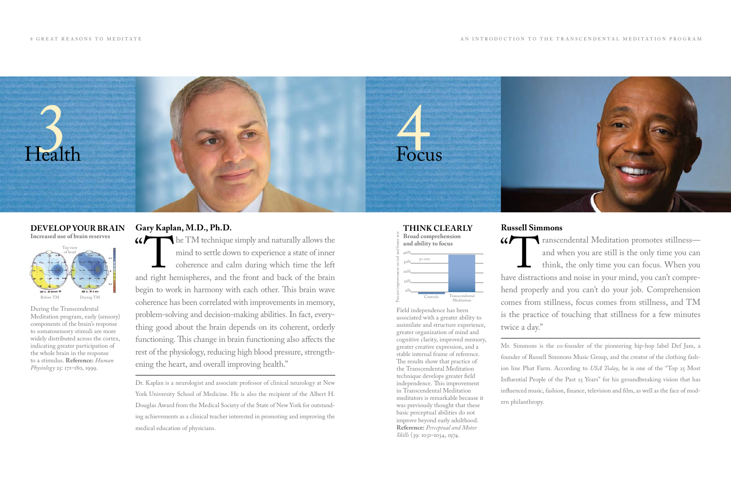# 3 Health

## DEVELOP YOUR BRAIN

**Increased use of brain reserves**

Top view of head

Before TM — During TM

During the Transcendental Meditation program, early (sensory) components of the brain's response to somatosensory stimuli are more widely distributed across the cortex, indicating greater participation of the whole brain in the response to a stimulus. **Reference:** *Human Physiology* 25: 171–180, 1999.

### Gary Kaplan, M.D., Ph.D.

"The TM technique simply and naturally allows the mind to settle down to experience a state of inner coherence and calm during which time the left and right hemispheres, and the front and back of the brain begin to work in harmony with each other. This brain wave coherence has been correlated with improvements in memory, problem-solving and decision-making abilities. In fact, everything good about the brain depends on its coherent, orderly functioning. This change in brain functioning also affects the rest of the physiology, reducing high blood pressure, strengthening the heart, and overall improving health."

Dr. Kaplan is a neurologist and associate professor of clinical neurology at New York University School of Medicine. He is also the recipient of the Albert H. Douglas Award from the Medical Society of the State of New York for outstanding achievements as a clinical teacher interested in promoting and improving the medical education of physicians.

# 4 Focus

## THINK CLEARLY

**Broad comprehension and ability to focus**

Percent improvement on rod and frame test

$p < .001$

Controls — Transcendental Meditation

Field independence has been associated with a greater ability to assimilate and structure experience, greater organization of mind and cognitive clarity, improved memory, greater creative expression, and a stable internal frame of reference. The results show that practice of the Transcendental Meditation technique develops greater field independence. This improvement in Transcendental Meditation meditators is remarkable because it was previously thought that these basic perceptual abilities do not improve beyond early adulthood. **Reference:** *Perceptual and Motor Skills* (39: 1031–1034, 1974.

### Russell Simmons

"Transcendental Meditation promotes stillness—and when you are still is the only time you can think, the only time you can focus. When you have distractions and noise in your mind, you can't comprehend properly and you can't do your job. Comprehension comes from stillness, focus comes from stillness, and TM is the practice of touching that stillness for a few minutes twice a day."

Mr. Simmons is the co-founder of the pioneering hip-hop label Def Jam, a founder of Russell Simmons Music Group, and the creator of the clothing fashion line Phat Farm. According to *USA Today*, he is one of the "Top 25 Most Influential People of the Past 25 Years" for his groundbreaking vision that has influenced music, fashion, finance, television and film, as well as the face of modern philanthropy.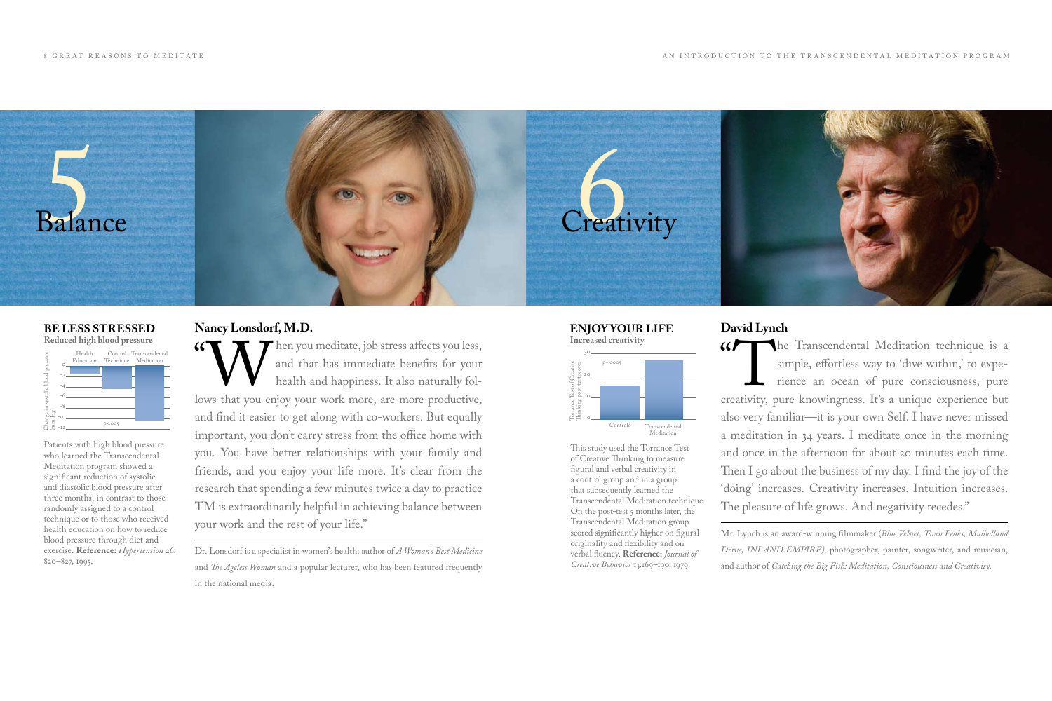# 5 Balance

## BE LESS STRESSED

**Reduced high blood pressure**

Patients with high blood pressure who learned the Transcendental Meditation program showed a significant reduction of systolic and diastolic blood pressure after three months, in contrast to those randomly assigned to a control technique or to those who received health education on how to reduce blood pressure through diet and exercise. **Reference:** *Hypertension* 26: 820–827, 1995.

## Nancy Lonsdorf, M.D.

"When you meditate, job stress affects you less, and that has immediate benefits for your health and happiness. It also naturally follows that you enjoy your work more, are more productive, and find it easier to get along with co-workers. But equally important, you don't carry stress from the office home with you. You have better relationships with your family and friends, and you enjoy your life more. It's clear from the research that spending a few minutes twice a day to practice TM is extraordinarily helpful in achieving balance between your work and the rest of your life."

Dr. Lonsdorf is a specialist in women's health; author of *A Woman's Best Medicine* and *The Ageless Woman* and a popular lecturer, who has been featured frequently in the national media.

# 6 Creativity

## ENJOY YOUR LIFE

**Increased creativity**

This study used the Torrance Test of Creative Thinking to measure figural and verbal creativity in a control group and in a group that subsequently learned the Transcendental Meditation technique. On the post-test 5 months later, the Transcendental Meditation group scored significantly higher on figural originality and flexibility and on verbal fluency. **Reference:** *Journal of Creative Behavior* 13:169–190, 1979.

## David Lynch

"The Transcendental Meditation technique is a simple, effortless way to 'dive within,' to experience an ocean of pure consciousness, pure creativity, pure knowingness. It's a unique experience but also very familiar—it is your own Self. I have never missed a meditation in 34 years. I meditate once in the morning and once in the afternoon for about 20 minutes each time. Then I go about the business of my day. I find the joy of the 'doing' increases. Creativity increases. Intuition increases. The pleasure of life grows. And negativity recedes."

Mr. Lynch is an award-winning filmmaker (*Blue Velvet, Twin Peaks, Mulholland Drive, INLAND EMPIRE)*, photographer, painter, songwriter, and musician, and author of *Catching the Big Fish: Meditation, Consciousness and Creativity.*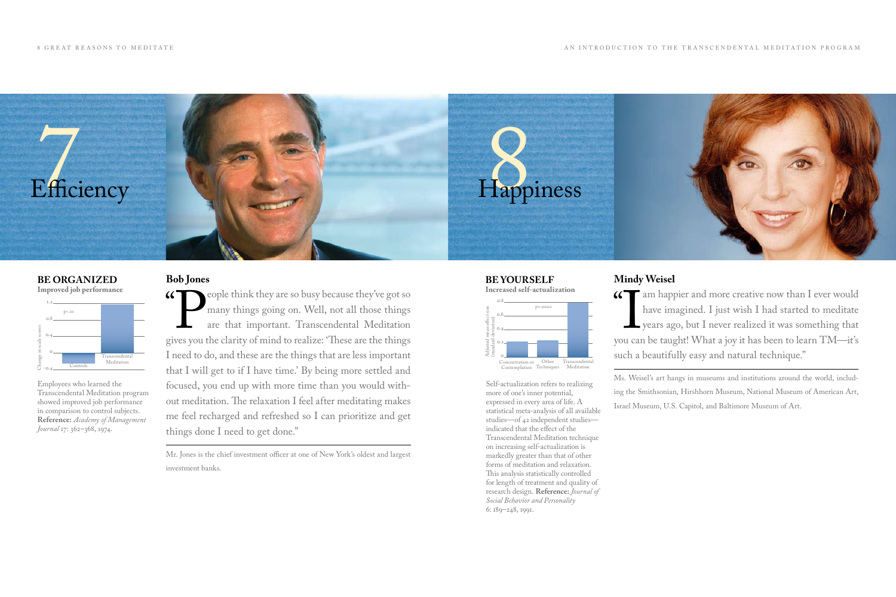# 7 Efficiency

## BE ORGANIZED

**Improved job performance**

Employees who learned the Transcendental Meditation program showed improved job performance in comparison to control subjects. **Reference:** *Academy of Management Journal* 17: 362–368, 1974.

### Bob Jones

"People think they are so busy because they've got so many things going on. Well, not all those things are that important. Transcendental Meditation gives you the clarity of mind to realize: 'These are the things I need to do, and these are the things that are less important that I will get to if I have time.' By being more settled and focused, you end up with more time than you would without meditation. The relaxation I feel after meditating makes me feel recharged and refreshed so I can prioritize and get things done I need to get done."

Mr. Jones is the chief investment officer at one of New York's oldest and largest investment banks.

# 8 Happiness

## BE YOURSELF

**Increased self-actualization**

Self-actualization refers to realizing more of one's inner potential, expressed in every area of life. A statistical meta-analysis of all available studies—of 42 independent studies—indicated that the effect of the Transcendental Meditation technique on increasing self-actualization is markedly greater than that of other forms of meditation and relaxation. This analysis statistically controlled for length of treatment and quality of research design. **Reference:** *Journal of Social Behavior and Personality* 6: 189–248, 1991.

### Mindy Weisel

"I am happier and more creative now than I ever would have imagined. I just wish I had started to meditate years ago, but I never realized it was something that you can be taught! What a joy it has been to learn TM—it's such a beautifully easy and natural technique."

Ms. Weisel's art hangs in museums and institutions around the world, including the Smithsonian, Hirshhorn Museum, National Museum of American Art, Israel Museum, U.S. Capitol, and Baltimore Museum of Art.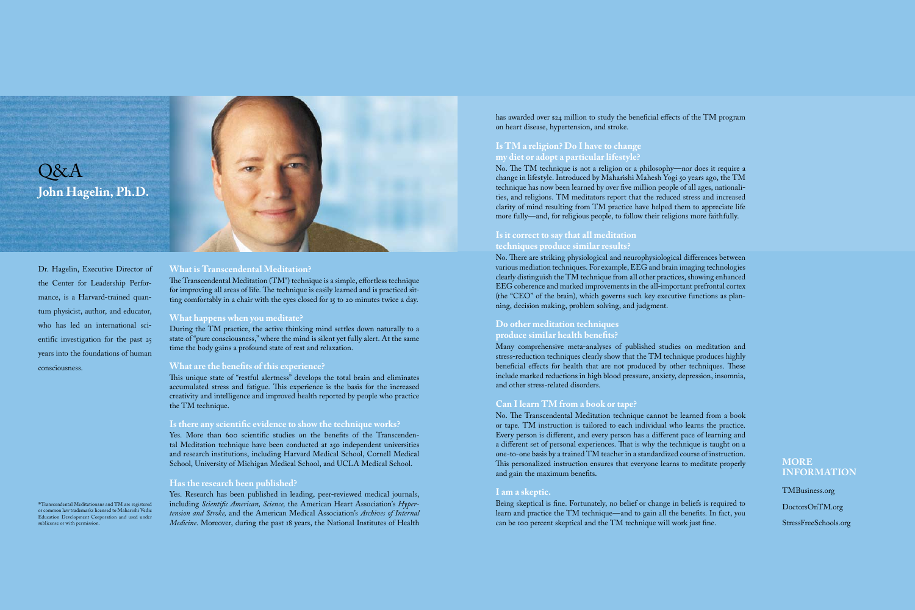# Q&A
## John Hagelin, Ph.D.

Dr. Hagelin, Executive Director of the Center for Leadership Performance, is a Harvard-trained quantum physicist, author, and educator, who has led an international scientific investigation for the past 25 years into the foundations of human consciousness.

### What is Transcendental Meditation?

The Transcendental Meditation (TM®) technique is a simple, effortless technique for improving all areas of life. The technique is easily learned and is practiced sitting comfortably in a chair with the eyes closed for 15 to 20 minutes twice a day.

### What happens when you meditate?

During the TM practice, the active thinking mind settles down naturally to a state of "pure consciousness," where the mind is silent yet fully alert. At the same time the body gains a profound state of rest and relaxation.

### What are the benefits of this experience?

This unique state of "restful alertness" develops the total brain and eliminates accumulated stress and fatigue. This experience is the basis for the increased creativity and intelligence and improved health reported by people who practice the TM technique.

### Is there any scientific evidence to show the technique works?

Yes. More than 600 scientific studies on the benefits of the Transcendental Meditation technique have been conducted at 250 independent universities and research institutions, including Harvard Medical School, Cornell Medical School, University of Michigan Medical School, and UCLA Medical School.

### Has the research been published?

Yes. Research has been published in leading, peer-reviewed medical journals, including *Scientific American, Science,* the American Heart Association's *Hypertension and Stroke,* and the American Medical Association's *Archives of Internal Medicine*. Moreover, during the past 18 years, the National Institutes of Health has awarded over $24 million to study the beneficial effects of the TM program on heart disease, hypertension, and stroke.

### Is TM a religion? Do I have to change my diet or adopt a particular lifestyle?

No. The TM technique is not a religion or a philosophy—nor does it require a change in lifestyle. Introduced by Maharishi Mahesh Yogi 50 years ago, the TM technique has now been learned by over five million people of all ages, nationalities, and religions. TM meditators report that the reduced stress and increased clarity of mind resulting from TM practice have helped them to appreciate life more fully—and, for religious people, to follow their religions more faithfully.

### Is it correct to say that all meditation techniques produce similar results?

No. There are striking physiological and neurophysiological differences between various mediation techniques. For example, EEG and brain imaging technologies clearly distinguish the TM technique from all other practices, showing enhanced EEG coherence and marked improvements in the all-important prefrontal cortex (the "CEO" of the brain), which governs such key executive functions as planning, decision making, problem solving, and judgment.

### Do other meditation techniques produce similar health benefits?

Many comprehensive meta-analyses of published studies on meditation and stress-reduction techniques clearly show that the TM technique produces highly beneficial effects for health that are not produced by other techniques. These include marked reductions in high blood pressure, anxiety, depression, insomnia, and other stress-related disorders.

### Can I learn TM from a book or tape?

No. The Transcendental Meditation technique cannot be learned from a book or tape. TM instruction is tailored to each individual who learns the practice. Every person is different, and every person has a different pace of learning and a different set of personal experiences. That is why the technique is taught on a one-to-one basis by a trained TM teacher in a standardized course of instruction. This personalized instruction ensures that everyone learns to meditate properly and gain the maximum benefits.

### I am a skeptic.

Being skeptical is fine. Fortunately, no belief or change in beliefs is required to learn and practice the TM technique—and to gain all the benefits. In fact, you can be 100 percent skeptical and the TM technique will work just fine.

### MORE INFORMATION

TMBusiness.org

DoctorsOnTM.org

StressFreeSchools.org

®Transcendental Meditationans and TM are registered or common law trademarks licensed to Maharishi Vedic Education Development Corporation and used under sublicense or with permission.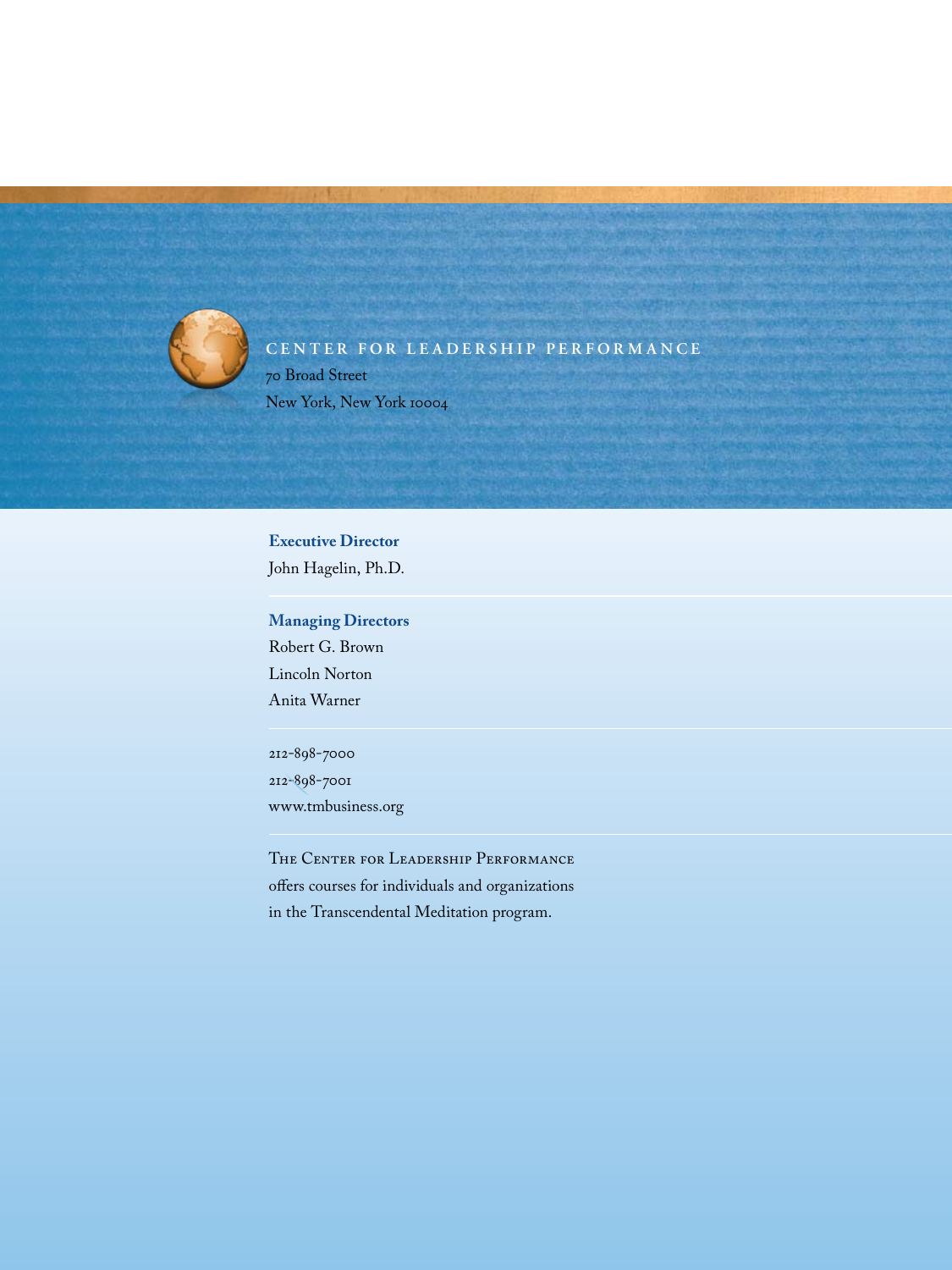## CENTER FOR LEADERSHIP PERFORMANCE

70 Broad Street
New York, New York 10004

**Executive Director**

John Hagelin, Ph.D.

**Managing Directors**

Robert G. Brown
Lincoln Norton
Anita Warner

212-898-7000
212-898-7001
www.tmbusiness.org

The Center for Leadership Performance offers courses for individuals and organizations in the Transcendental Meditation program.